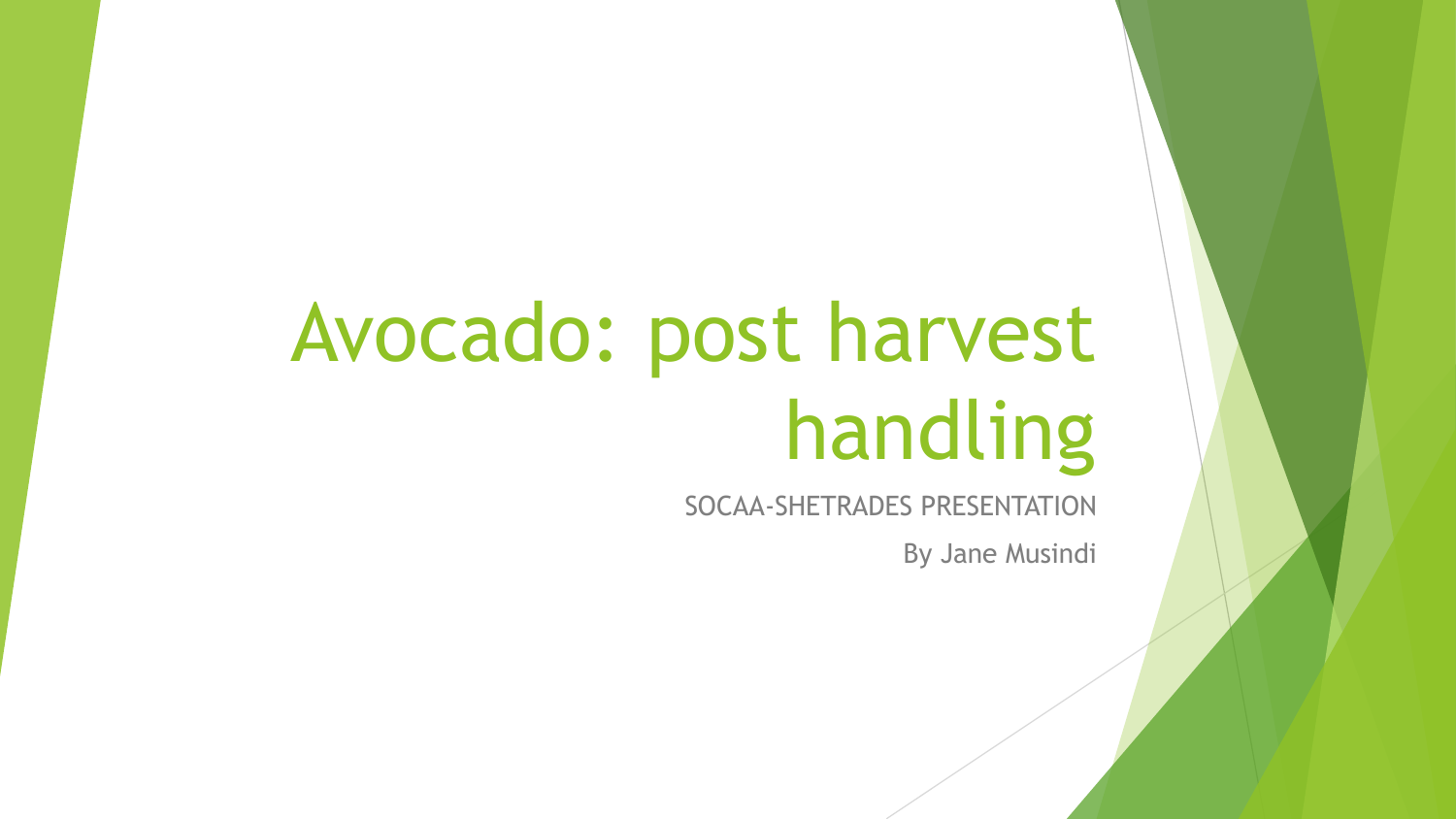# Avocado: post harvest handling

SOCAA-SHETRADES PRESENTATION

By Jane Musindi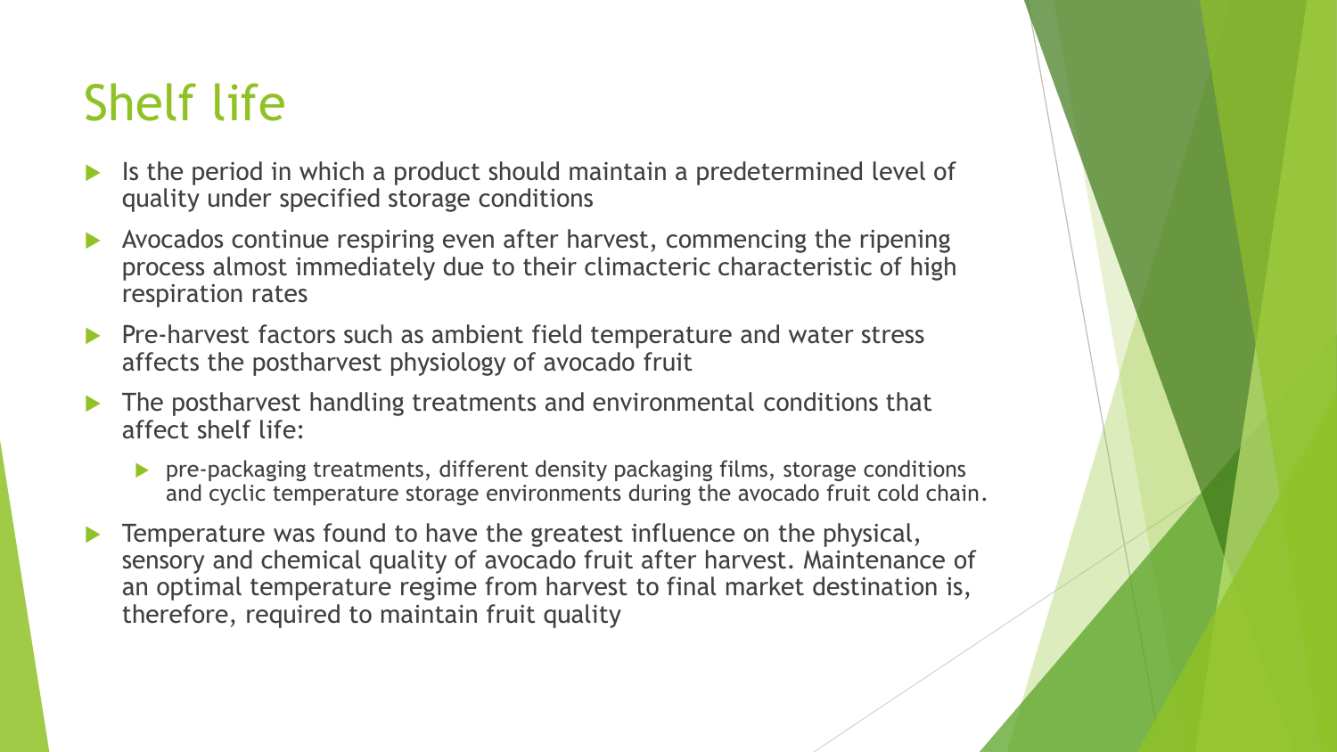# Shelf life

- Is the period in which a product should maintain a predetermined level of quality under specified storage conditions
- Avocados continue respiring even after harvest, commencing the ripening process almost immediately due to their climacteric characteristic of high respiration rates
- Pre-harvest factors such as ambient field temperature and water stress affects the postharvest physiology of avocado fruit
- The postharvest handling treatments and environmental conditions that affect shelf life:
  - pre-packaging treatments, different density packaging films, storage conditions and cyclic temperature storage environments during the avocado fruit cold chain.
- Temperature was found to have the greatest influence on the physical, sensory and chemical quality of avocado fruit after harvest. Maintenance of an optimal temperature regime from harvest to final market destination is, therefore, required to maintain fruit quality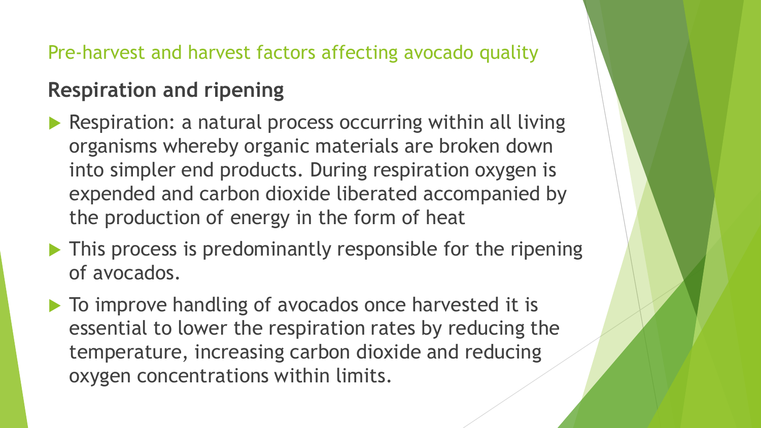## Pre-harvest and harvest factors affecting avocado quality

### Respiration and ripening

- Respiration: a natural process occurring within all living organisms whereby organic materials are broken down into simpler end products. During respiration oxygen is expended and carbon dioxide liberated accompanied by the production of energy in the form of heat
- This process is predominantly responsible for the ripening of avocados.
- To improve handling of avocados once harvested it is essential to lower the respiration rates by reducing the temperature, increasing carbon dioxide and reducing oxygen concentrations within limits.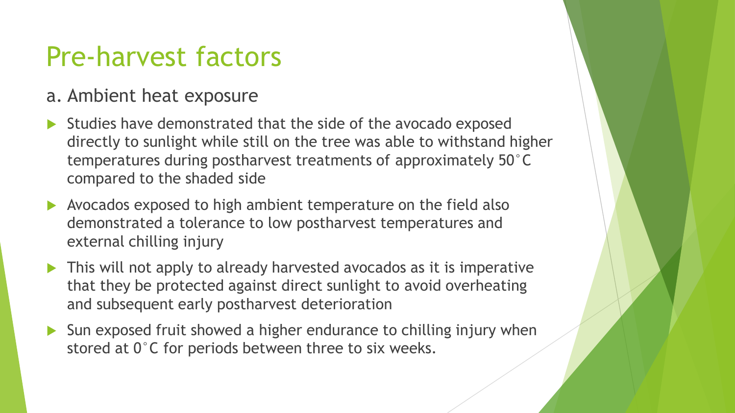# Pre-harvest factors

a. Ambient heat exposure

- Studies have demonstrated that the side of the avocado exposed directly to sunlight while still on the tree was able to withstand higher temperatures during postharvest treatments of approximately 50°C compared to the shaded side
- Avocados exposed to high ambient temperature on the field also demonstrated a tolerance to low postharvest temperatures and external chilling injury
- This will not apply to already harvested avocados as it is imperative that they be protected against direct sunlight to avoid overheating and subsequent early postharvest deterioration
- Sun exposed fruit showed a higher endurance to chilling injury when stored at 0°C for periods between three to six weeks.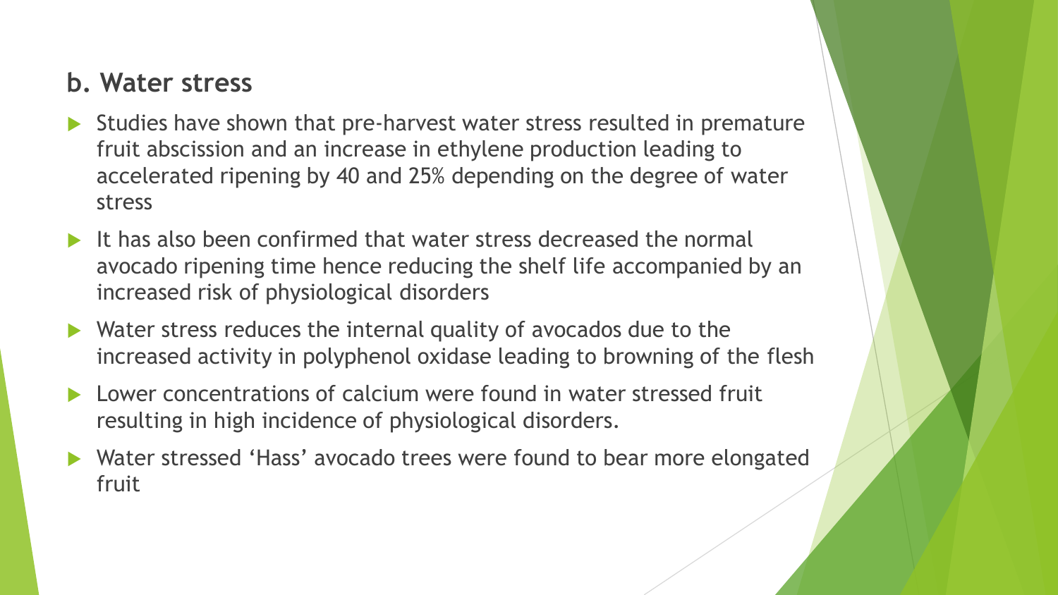## b. Water stress

- Studies have shown that pre-harvest water stress resulted in premature fruit abscission and an increase in ethylene production leading to accelerated ripening by 40 and 25% depending on the degree of water stress
- It has also been confirmed that water stress decreased the normal avocado ripening time hence reducing the shelf life accompanied by an increased risk of physiological disorders
- Water stress reduces the internal quality of avocados due to the increased activity in polyphenol oxidase leading to browning of the flesh
- Lower concentrations of calcium were found in water stressed fruit resulting in high incidence of physiological disorders.
- Water stressed 'Hass' avocado trees were found to bear more elongated fruit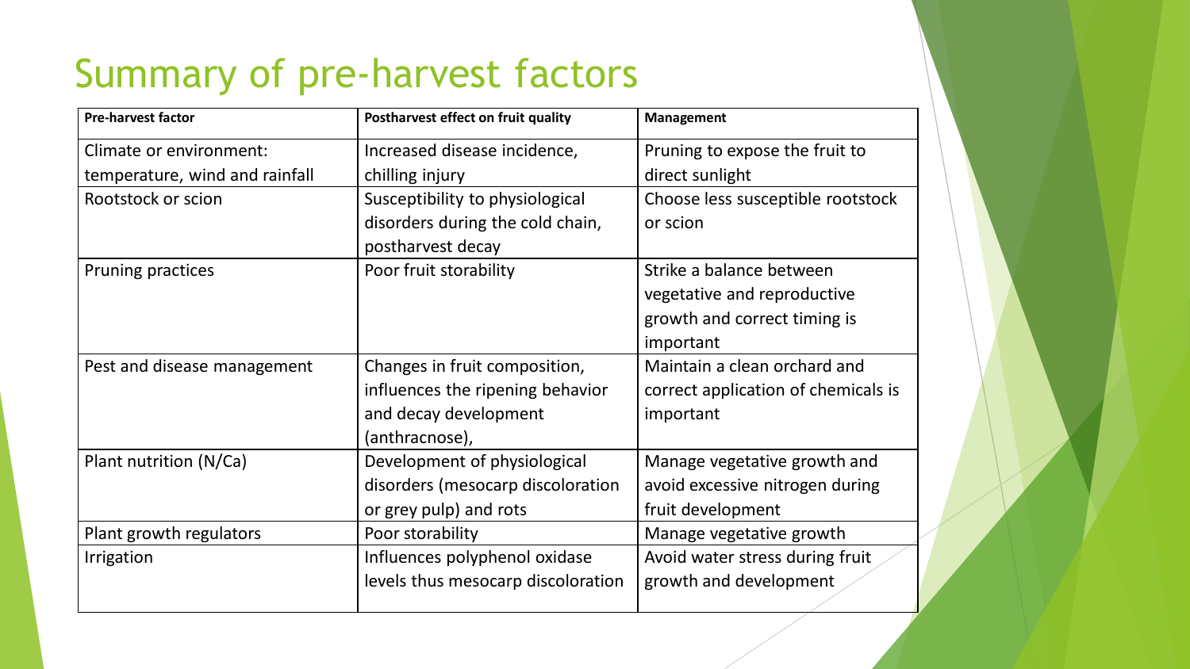# Summary of pre-harvest factors

| Pre-harvest factor | Postharvest effect on fruit quality | Management |
| --- | --- | --- |
| Climate or environment: temperature, wind and rainfall | Increased disease incidence, chilling injury | Pruning to expose the fruit to direct sunlight |
| Rootstock or scion | Susceptibility to physiological disorders during the cold chain, postharvest decay | Choose less susceptible rootstock or scion |
| Pruning practices | Poor fruit storability | Strike a balance between vegetative and reproductive growth and correct timing is important |
| Pest and disease management | Changes in fruit composition, influences the ripening behavior and decay development (anthracnose), | Maintain a clean orchard and correct application of chemicals is important |
| Plant nutrition (N/Ca) | Development of physiological disorders (mesocarp discoloration or grey pulp) and rots | Manage vegetative growth and avoid excessive nitrogen during fruit development |
| Plant growth regulators | Poor storability | Manage vegetative growth |
| Irrigation | Influences polyphenol oxidase levels thus mesocarp discoloration | Avoid water stress during fruit growth and development |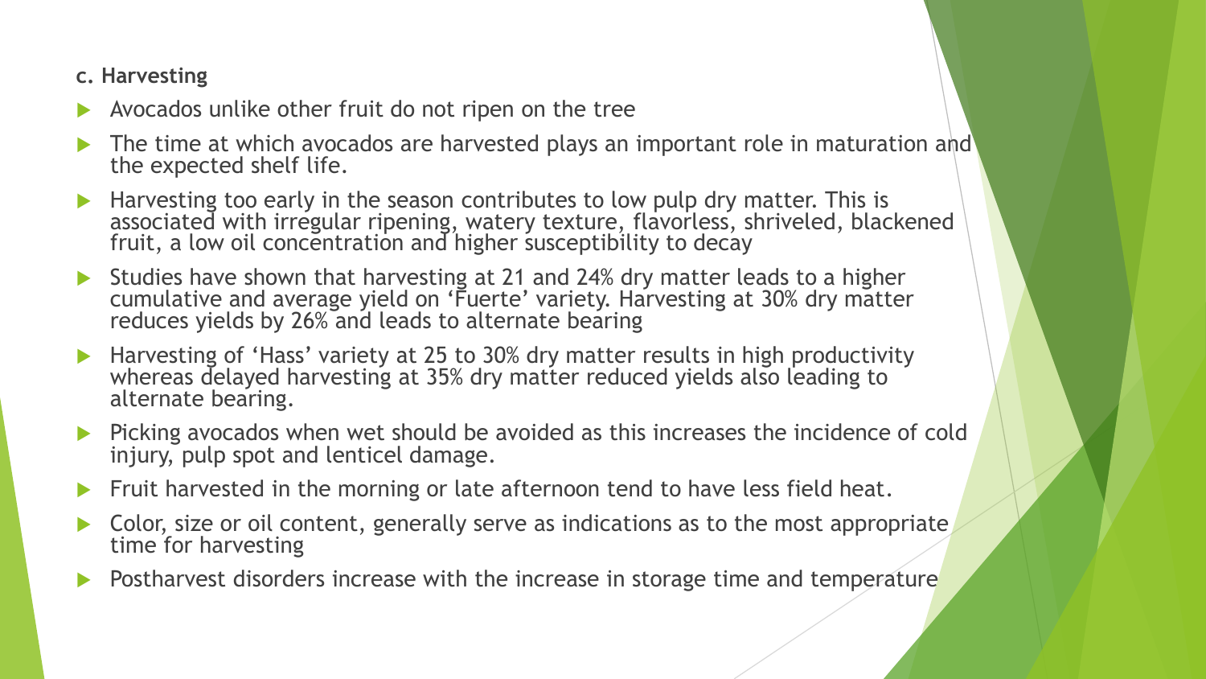### c. Harvesting

- Avocados unlike other fruit do not ripen on the tree
- The time at which avocados are harvested plays an important role in maturation and the expected shelf life.
- Harvesting too early in the season contributes to low pulp dry matter. This is associated with irregular ripening, watery texture, flavorless, shriveled, blackened fruit, a low oil concentration and higher susceptibility to decay
- Studies have shown that harvesting at 21 and 24% dry matter leads to a higher cumulative and average yield on 'Fuerte' variety. Harvesting at 30% dry matter reduces yields by 26% and leads to alternate bearing
- Harvesting of 'Hass' variety at 25 to 30% dry matter results in high productivity whereas delayed harvesting at 35% dry matter reduced yields also leading to alternate bearing.
- Picking avocados when wet should be avoided as this increases the incidence of cold injury, pulp spot and lenticel damage.
- Fruit harvested in the morning or late afternoon tend to have less field heat.
- Color, size or oil content, generally serve as indications as to the most appropriate time for harvesting
- Postharvest disorders increase with the increase in storage time and temperature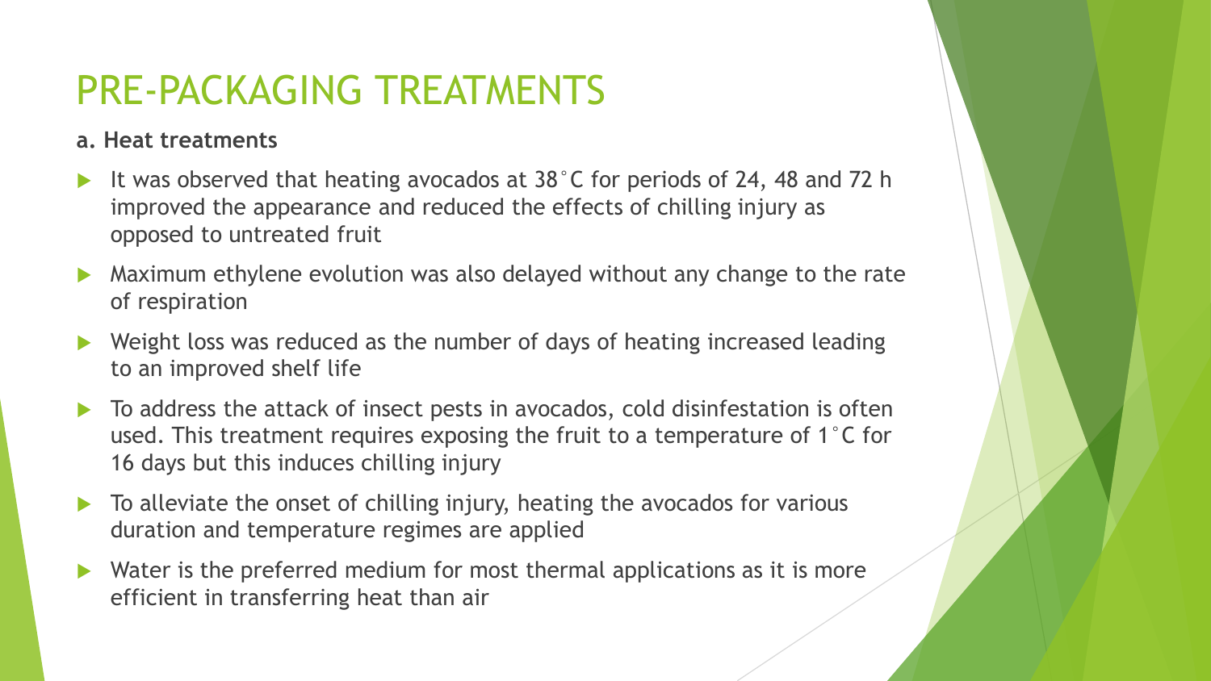# PRE-PACKAGING TREATMENTS

**a. Heat treatments**

- It was observed that heating avocados at 38˚C for periods of 24, 48 and 72 h improved the appearance and reduced the effects of chilling injury as opposed to untreated fruit
- Maximum ethylene evolution was also delayed without any change to the rate of respiration
- Weight loss was reduced as the number of days of heating increased leading to an improved shelf life
- To address the attack of insect pests in avocados, cold disinfestation is often used. This treatment requires exposing the fruit to a temperature of 1˚C for 16 days but this induces chilling injury
- To alleviate the onset of chilling injury, heating the avocados for various duration and temperature regimes are applied
- Water is the preferred medium for most thermal applications as it is more efficient in transferring heat than air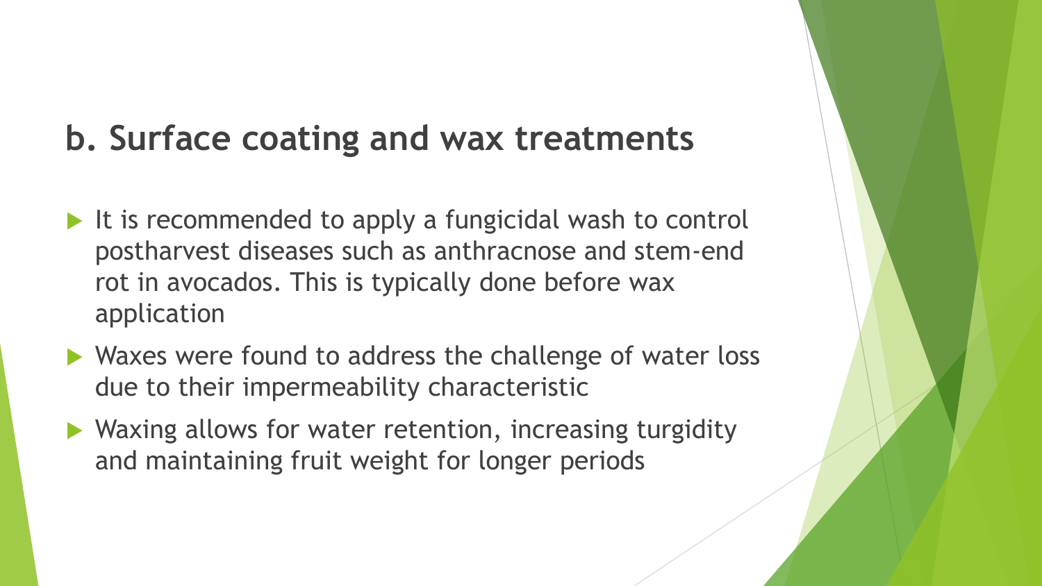## b. Surface coating and wax treatments

- It is recommended to apply a fungicidal wash to control postharvest diseases such as anthracnose and stem-end rot in avocados. This is typically done before wax application
- Waxes were found to address the challenge of water loss due to their impermeability characteristic
- Waxing allows for water retention, increasing turgidity and maintaining fruit weight for longer periods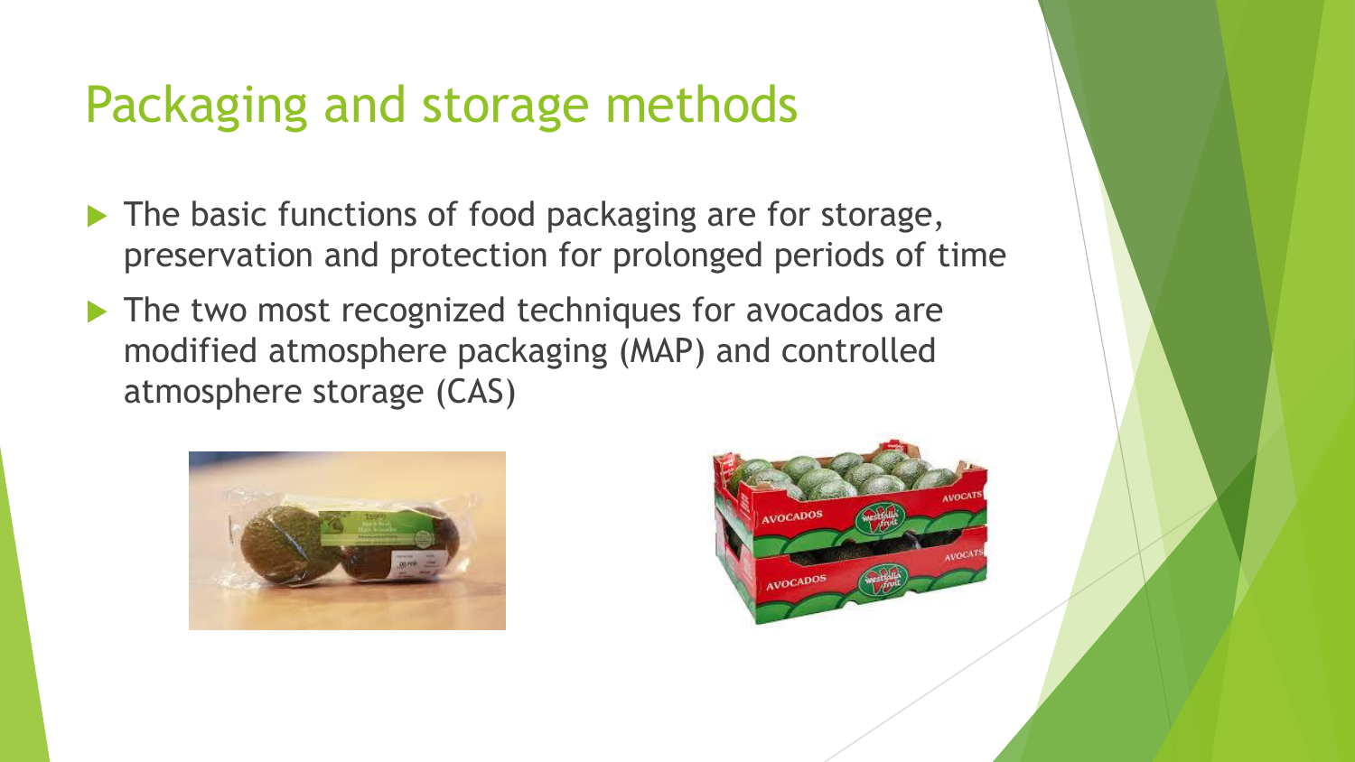# Packaging and storage methods

- The basic functions of food packaging are for storage, preservation and protection for prolonged periods of time
- The two most recognized techniques for avocados are modified atmosphere packaging (MAP) and controlled atmosphere storage (CAS)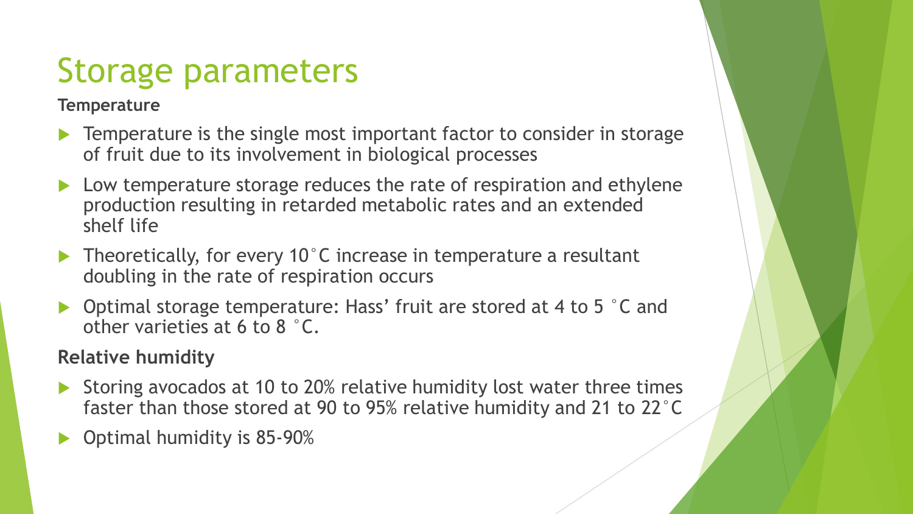# Storage parameters

**Temperature**

- Temperature is the single most important factor to consider in storage of fruit due to its involvement in biological processes
- Low temperature storage reduces the rate of respiration and ethylene production resulting in retarded metabolic rates and an extended shelf life
- Theoretically, for every 10˚C increase in temperature a resultant doubling in the rate of respiration occurs
- Optimal storage temperature: Hass' fruit are stored at 4 to 5 ˚C and other varieties at 6 to 8 ˚C.

**Relative humidity**

- Storing avocados at 10 to 20% relative humidity lost water three times faster than those stored at 90 to 95% relative humidity and 21 to 22˚C
- Optimal humidity is 85-90%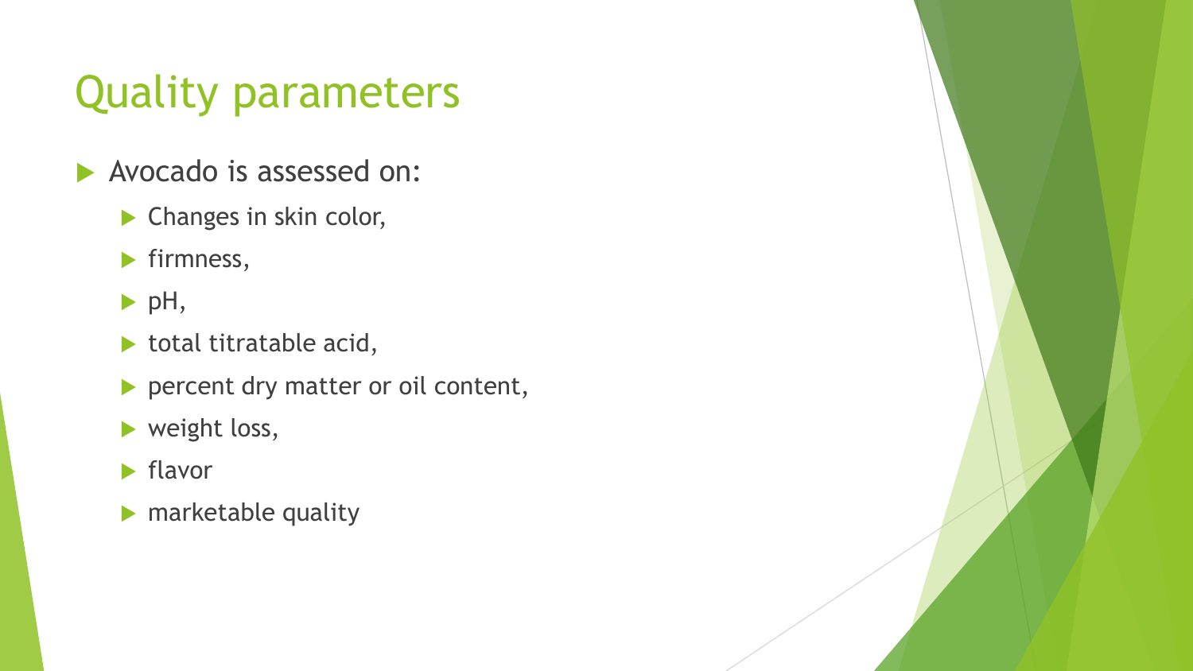# Quality parameters

- Avocado is assessed on:
  - Changes in skin color,
  - firmness,
  - pH,
  - total titratable acid,
  - percent dry matter or oil content,
  - weight loss,
  - flavor
  - marketable quality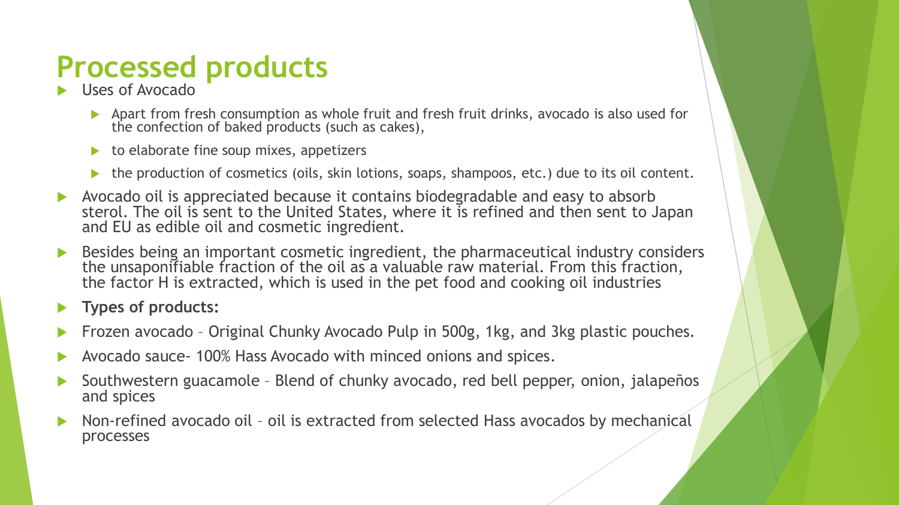# Processed products

- Uses of Avocado
  - Apart from fresh consumption as whole fruit and fresh fruit drinks, avocado is also used for the confection of baked products (such as cakes),
  - to elaborate fine soup mixes, appetizers
  - the production of cosmetics (oils, skin lotions, soaps, shampoos, etc.) due to its oil content.
- Avocado oil is appreciated because it contains biodegradable and easy to absorb sterol. The oil is sent to the United States, where it is refined and then sent to Japan and EU as edible oil and cosmetic ingredient.
- Besides being an important cosmetic ingredient, the pharmaceutical industry considers the unsaponifiable fraction of the oil as a valuable raw material. From this fraction, the factor H is extracted, which is used in the pet food and cooking oil industries
- **Types of products:**
- Frozen avocado – Original Chunky Avocado Pulp in 500g, 1kg, and 3kg plastic pouches.
- Avocado sauce- 100% Hass Avocado with minced onions and spices.
- Southwestern guacamole – Blend of chunky avocado, red bell pepper, onion, jalapeños and spices
- Non-refined avocado oil – oil is extracted from selected Hass avocados by mechanical processes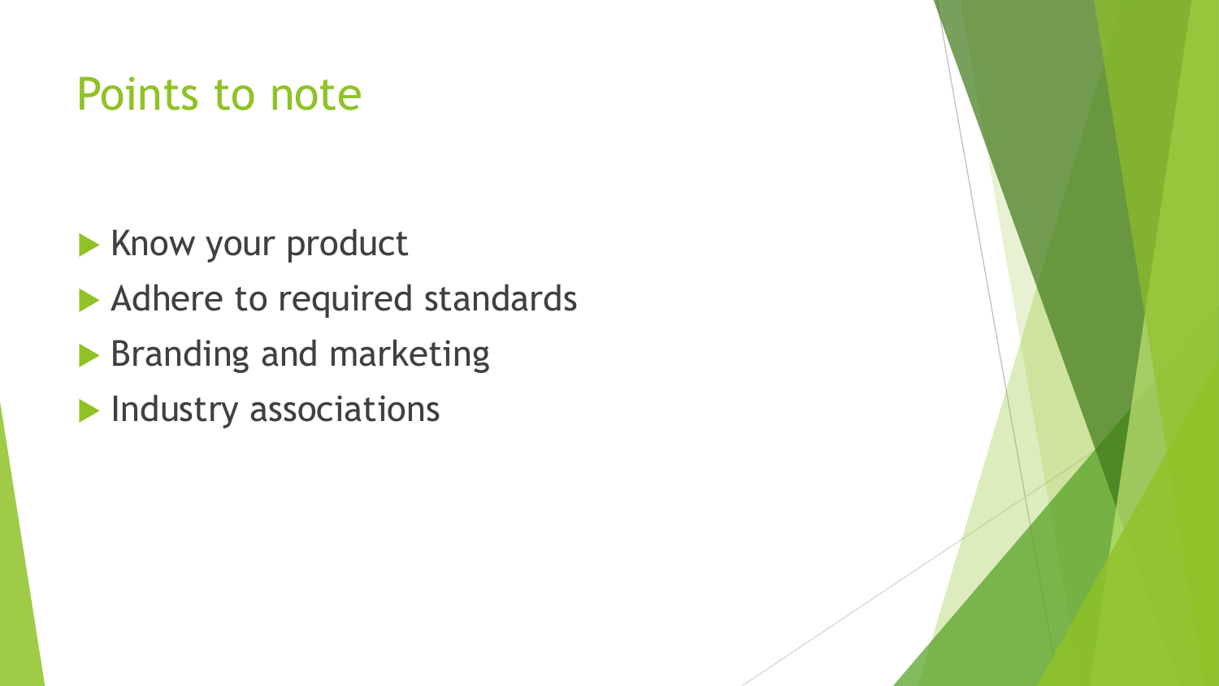# Points to note

- Know your product
- Adhere to required standards
- Branding and marketing
- Industry associations